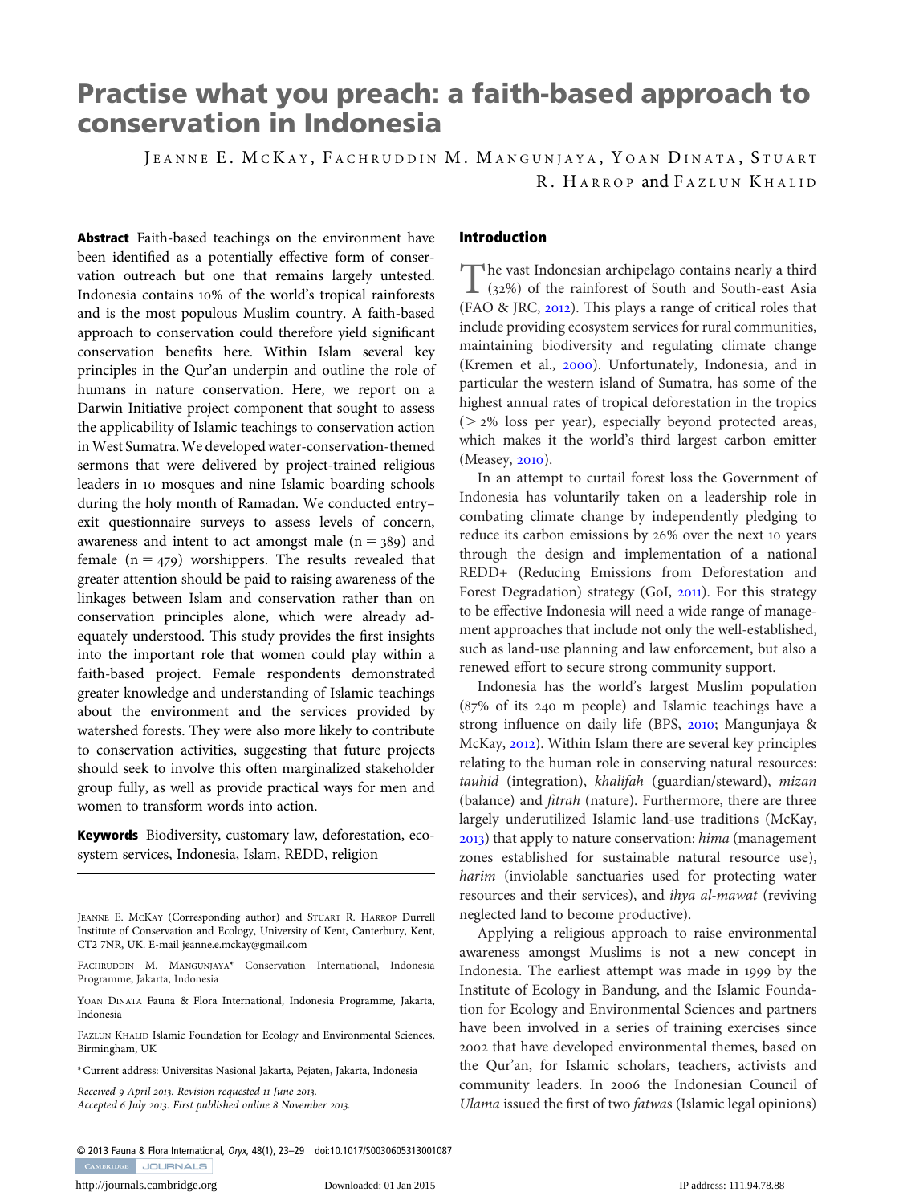# Practise what you preach: a faith-based approach to conservation in Indonesia

Jeanne E. McKay, Fachruddin M. Mangunjaya, Yoan Dinata, Stuart R. Harrop and Fazlun Khalid

**Abstract** Faith-based teachings on the environment have been identified as a potentially effective form of conservation outreach but one that remains largely untested. Indonesia contains 10% of the world's tropical rainforests and is the most populous Muslim country. A faith-based approach to conservation could therefore yield significant conservation benefits here. Within Islam several key principles in the Qur'an underpin and outline the role of humans in nature conservation. Here, we report on a Darwin Initiative project component that sought to assess the applicability of Islamic teachings to conservation action in West Sumatra. We developed water-conservation-themed sermons that were delivered by project-trained religious leaders in 10 mosques and nine Islamic boarding schools during the holy month of Ramadan. We conducted entry–exit questionnaire surveys to assess levels of concern, awareness and intent to act amongst male (n = 389) and female (n = 479) worshippers. The results revealed that greater attention should be paid to raising awareness of the linkages between Islam and conservation rather than on conservation principles alone, which were already adequately understood. This study provides the first insights into the important role that women could play within a faith-based project. Female respondents demonstrated greater knowledge and understanding of Islamic teachings about the environment and the services provided by watershed forests. They were also more likely to contribute to conservation activities, suggesting that future projects should seek to involve this often marginalized stakeholder group fully, as well as provide practical ways for men and women to transform words into action.

**Keywords** Biodiversity, customary law, deforestation, ecosystem services, Indonesia, Islam, REDD, religion

Jeanne E. McKay (Corresponding author) and Stuart R. Harrop Durrell Institute of Conservation and Ecology, University of Kent, Canterbury, Kent, CT2 7NR, UK. E-mail jeanne.e.mckay@gmail.com

Fachruddin M. Mangunjaya* Conservation International, Indonesia Programme, Jakarta, Indonesia

Yoan Dinata Fauna & Flora International, Indonesia Programme, Jakarta, Indonesia

Fazlun Khalid Islamic Foundation for Ecology and Environmental Sciences, Birmingham, UK

*Current address: Universitas Nasional Jakarta, Pejaten, Jakarta, Indonesia

*Received 9 April 2013. Revision requested 11 June 2013. Accepted 6 July 2013. First published online 8 November 2013.*

## Introduction

The vast Indonesian archipelago contains nearly a third (32%) of the rainforest of South and South-east Asia (FAO & JRC, 2012). This plays a range of critical roles that include providing ecosystem services for rural communities, maintaining biodiversity and regulating climate change (Kremen et al., 2000). Unfortunately, Indonesia, and in particular the western island of Sumatra, has some of the highest annual rates of tropical deforestation in the tropics (> 2% loss per year), especially beyond protected areas, which makes it the world's third largest carbon emitter (Measey, 2010).

In an attempt to curtail forest loss the Government of Indonesia has voluntarily taken on a leadership role in combating climate change by independently pledging to reduce its carbon emissions by 26% over the next 10 years through the design and implementation of a national REDD+ (Reducing Emissions from Deforestation and Forest Degradation) strategy (GoI, 2011). For this strategy to be effective Indonesia will need a wide range of management approaches that include not only the well-established, such as land-use planning and law enforcement, but also a renewed effort to secure strong community support.

Indonesia has the world's largest Muslim population (87% of its 240 m people) and Islamic teachings have a strong influence on daily life (BPS, 2010; Mangunjaya & McKay, 2012). Within Islam there are several key principles relating to the human role in conserving natural resources: *tauhid* (integration), *khalifah* (guardian/steward), *mizan* (balance) and *fitrah* (nature). Furthermore, there are three largely underutilized Islamic land-use traditions (McKay, 2013) that apply to nature conservation: *hima* (management zones established for sustainable natural resource use), *harim* (inviolable sanctuaries used for protecting water resources and their services), and *ihya al-mawat* (reviving neglected land to become productive).

Applying a religious approach to raise environmental awareness amongst Muslims is not a new concept in Indonesia. The earliest attempt was made in 1999 by the Institute of Ecology in Bandung, and the Islamic Foundation for Ecology and Environmental Sciences and partners have been involved in a series of training exercises since 2002 that have developed environmental themes, based on the Qur'an, for Islamic scholars, teachers, activists and community leaders. In 2006 the Indonesian Council of *Ulama* issued the first of two *fatwa*s (Islamic legal opinions)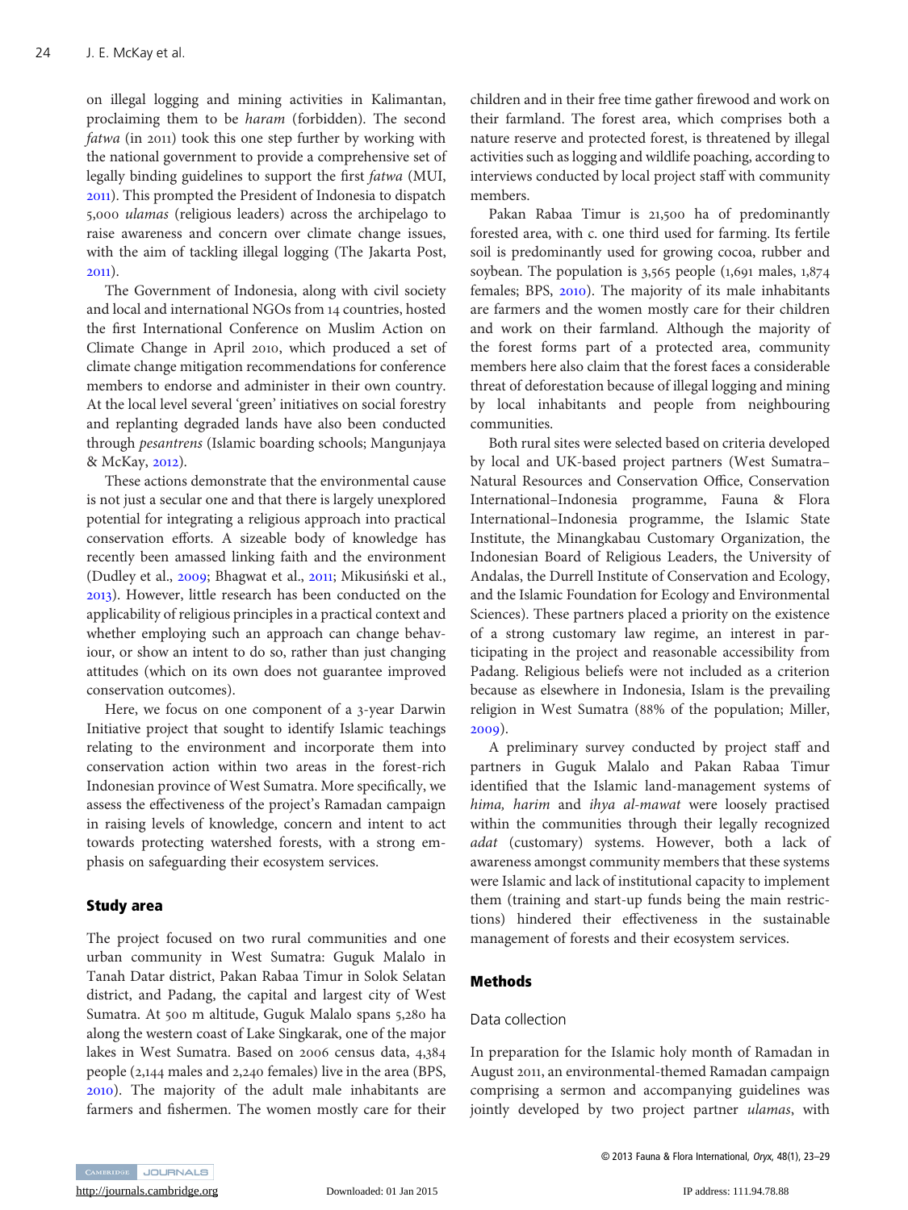on illegal logging and mining activities in Kalimantan, proclaiming them to be *haram* (forbidden). The second *fatwa* (in 2011) took this one step further by working with the national government to provide a comprehensive set of legally binding guidelines to support the first *fatwa* (MUI, 2011). This prompted the President of Indonesia to dispatch 5,000 *ulamas* (religious leaders) across the archipelago to raise awareness and concern over climate change issues, with the aim of tackling illegal logging (The Jakarta Post, 2011).

The Government of Indonesia, along with civil society and local and international NGOs from 14 countries, hosted the first International Conference on Muslim Action on Climate Change in April 2010, which produced a set of climate change mitigation recommendations for conference members to endorse and administer in their own country. At the local level several 'green' initiatives on social forestry and replanting degraded lands have also been conducted through *pesantrens* (Islamic boarding schools; Mangunjaya & McKay, 2012).

These actions demonstrate that the environmental cause is not just a secular one and that there is largely unexplored potential for integrating a religious approach into practical conservation efforts. A sizeable body of knowledge has recently been amassed linking faith and the environment (Dudley et al., 2009; Bhagwat et al., 2011; Mikusiński et al., 2013). However, little research has been conducted on the applicability of religious principles in a practical context and whether employing such an approach can change behaviour, or show an intent to do so, rather than just changing attitudes (which on its own does not guarantee improved conservation outcomes).

Here, we focus on one component of a 3-year Darwin Initiative project that sought to identify Islamic teachings relating to the environment and incorporate them into conservation action within two areas in the forest-rich Indonesian province of West Sumatra. More specifically, we assess the effectiveness of the project's Ramadan campaign in raising levels of knowledge, concern and intent to act towards protecting watershed forests, with a strong emphasis on safeguarding their ecosystem services.

## Study area

The project focused on two rural communities and one urban community in West Sumatra: Guguk Malalo in Tanah Datar district, Pakan Rabaa Timur in Solok Selatan district, and Padang, the capital and largest city of West Sumatra. At 500 m altitude, Guguk Malalo spans 5,280 ha along the western coast of Lake Singkarak, one of the major lakes in West Sumatra. Based on 2006 census data, 4,384 people (2,144 males and 2,240 females) live in the area (BPS, 2010). The majority of the adult male inhabitants are farmers and fishermen. The women mostly care for their children and in their free time gather firewood and work on their farmland. The forest area, which comprises both a nature reserve and protected forest, is threatened by illegal activities such as logging and wildlife poaching, according to interviews conducted by local project staff with community members.

Pakan Rabaa Timur is 21,500 ha of predominantly forested area, with c. one third used for farming. Its fertile soil is predominantly used for growing cocoa, rubber and soybean. The population is 3,565 people (1,691 males, 1,874 females; BPS, 2010). The majority of its male inhabitants are farmers and the women mostly care for their children and work on their farmland. Although the majority of the forest forms part of a protected area, community members here also claim that the forest faces a considerable threat of deforestation because of illegal logging and mining by local inhabitants and people from neighbouring communities.

Both rural sites were selected based on criteria developed by local and UK-based project partners (West Sumatra–Natural Resources and Conservation Office, Conservation International–Indonesia programme, Fauna & Flora International–Indonesia programme, the Islamic State Institute, the Minangkabau Customary Organization, the Indonesian Board of Religious Leaders, the University of Andalas, the Durrell Institute of Conservation and Ecology, and the Islamic Foundation for Ecology and Environmental Sciences). These partners placed a priority on the existence of a strong customary law regime, an interest in participating in the project and reasonable accessibility from Padang. Religious beliefs were not included as a criterion because as elsewhere in Indonesia, Islam is the prevailing religion in West Sumatra (88% of the population; Miller, 2009).

A preliminary survey conducted by project staff and partners in Guguk Malalo and Pakan Rabaa Timur identified that the Islamic land-management systems of *hima, harim* and *ihya al-mawat* were loosely practised within the communities through their legally recognized *adat* (customary) systems. However, both a lack of awareness amongst community members that these systems were Islamic and lack of institutional capacity to implement them (training and start-up funds being the main restrictions) hindered their effectiveness in the sustainable management of forests and their ecosystem services.

## Methods

### Data collection

In preparation for the Islamic holy month of Ramadan in August 2011, an environmental-themed Ramadan campaign comprising a sermon and accompanying guidelines was jointly developed by two project partner *ulamas*, with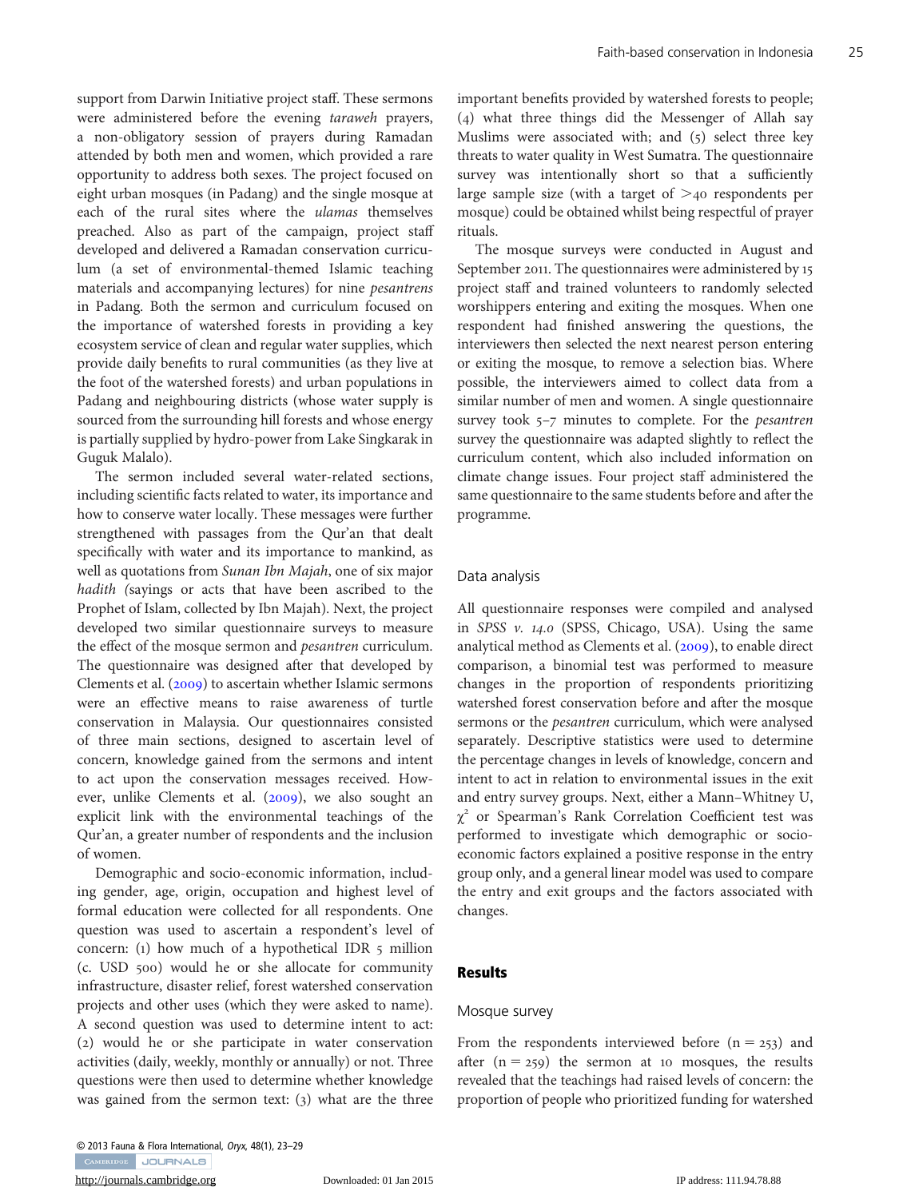support from Darwin Initiative project staff. These sermons were administered before the evening *taraweh* prayers, a non-obligatory session of prayers during Ramadan attended by both men and women, which provided a rare opportunity to address both sexes. The project focused on eight urban mosques (in Padang) and the single mosque at each of the rural sites where the *ulamas* themselves preached. Also as part of the campaign, project staff developed and delivered a Ramadan conservation curriculum (a set of environmental-themed Islamic teaching materials and accompanying lectures) for nine *pesantrens* in Padang. Both the sermon and curriculum focused on the importance of watershed forests in providing a key ecosystem service of clean and regular water supplies, which provide daily benefits to rural communities (as they live at the foot of the watershed forests) and urban populations in Padang and neighbouring districts (whose water supply is sourced from the surrounding hill forests and whose energy is partially supplied by hydro-power from Lake Singkarak in Guguk Malalo).

The sermon included several water-related sections, including scientific facts related to water, its importance and how to conserve water locally. These messages were further strengthened with passages from the Qur'an that dealt specifically with water and its importance to mankind, as well as quotations from *Sunan Ibn Majah*, one of six major *hadith (*sayings or acts that have been ascribed to the Prophet of Islam, collected by Ibn Majah). Next, the project developed two similar questionnaire surveys to measure the effect of the mosque sermon and *pesantren* curriculum. The questionnaire was designed after that developed by Clements et al. (2009) to ascertain whether Islamic sermons were an effective means to raise awareness of turtle conservation in Malaysia. Our questionnaires consisted of three main sections, designed to ascertain level of concern, knowledge gained from the sermons and intent to act upon the conservation messages received. However, unlike Clements et al. (2009), we also sought an explicit link with the environmental teachings of the Qur'an, a greater number of respondents and the inclusion of women.

Demographic and socio-economic information, including gender, age, origin, occupation and highest level of formal education were collected for all respondents. One question was used to ascertain a respondent's level of concern: (1) how much of a hypothetical IDR 5 million (c. USD 500) would he or she allocate for community infrastructure, disaster relief, forest watershed conservation projects and other uses (which they were asked to name). A second question was used to determine intent to act: (2) would he or she participate in water conservation activities (daily, weekly, monthly or annually) or not. Three questions were then used to determine whether knowledge was gained from the sermon text: (3) what are the three important benefits provided by watershed forests to people; (4) what three things did the Messenger of Allah say Muslims were associated with; and (5) select three key threats to water quality in West Sumatra. The questionnaire survey was intentionally short so that a sufficiently large sample size (with a target of $>40$ respondents per mosque) could be obtained whilst being respectful of prayer rituals.

The mosque surveys were conducted in August and September 2011. The questionnaires were administered by 15 project staff and trained volunteers to randomly selected worshippers entering and exiting the mosques. When one respondent had finished answering the questions, the interviewers then selected the next nearest person entering or exiting the mosque, to remove a selection bias. Where possible, the interviewers aimed to collect data from a similar number of men and women. A single questionnaire survey took 5–7 minutes to complete. For the *pesantren* survey the questionnaire was adapted slightly to reflect the curriculum content, which also included information on climate change issues. Four project staff administered the same questionnaire to the same students before and after the programme.

## Data analysis

All questionnaire responses were compiled and analysed in *SPSS v. 14.0* (SPSS, Chicago, USA). Using the same analytical method as Clements et al. (2009), to enable direct comparison, a binomial test was performed to measure changes in the proportion of respondents prioritizing watershed forest conservation before and after the mosque sermons or the *pesantren* curriculum, which were analysed separately. Descriptive statistics were used to determine the percentage changes in levels of knowledge, concern and intent to act in relation to environmental issues in the exit and entry survey groups. Next, either a Mann–Whitney U, $\chi^2$ or Spearman's Rank Correlation Coefficient test was performed to investigate which demographic or socio-economic factors explained a positive response in the entry group only, and a general linear model was used to compare the entry and exit groups and the factors associated with changes.

# Results

## Mosque survey

From the respondents interviewed before ($n = 253$) and after ($n = 259$) the sermon at 10 mosques, the results revealed that the teachings had raised levels of concern: the proportion of people who prioritized funding for watershed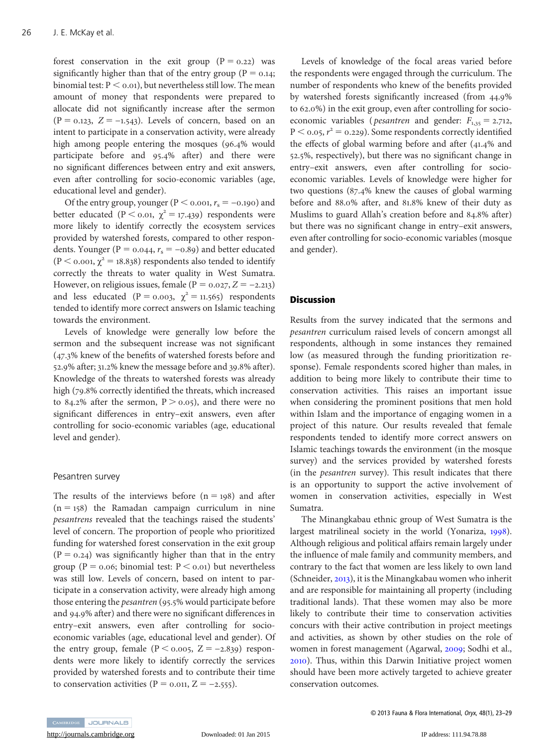forest conservation in the exit group ($P = 0.22$) was significantly higher than that of the entry group ($P = 0.14$; binomial test: $P < 0.01$), but nevertheless still low. The mean amount of money that respondents were prepared to allocate did not significantly increase after the sermon ($P = 0.123$, $Z = -1.543$). Levels of concern, based on an intent to participate in a conservation activity, were already high among people entering the mosques (96.4% would participate before and 95.4% after) and there were no significant differences between entry and exit answers, even after controlling for socio-economic variables (age, educational level and gender).

Of the entry group, younger ($P < 0.001$, $r_s = -0.190$) and better educated ($P < 0.01$, $\chi^2 = 17.439$) respondents were more likely to identify correctly the ecosystem services provided by watershed forests, compared to other respondents. Younger ($P = 0.044$, $r_s = -0.89$) and better educated ($P < 0.001$, $\chi^2 = 18.838$) respondents also tended to identify correctly the threats to water quality in West Sumatra. However, on religious issues, female ($P = 0.027$, $Z = -2.213$) and less educated ($P = 0.003$, $\chi^2 = 11.565$) respondents tended to identify more correct answers on Islamic teaching towards the environment.

Levels of knowledge were generally low before the sermon and the subsequent increase was not significant (47.3% knew of the benefits of watershed forests before and 52.9% after; 31.2% knew the message before and 39.8% after). Knowledge of the threats to watershed forests was already high (79.8% correctly identified the threats, which increased to 84.2% after the sermon, $P > 0.05$), and there were no significant differences in entry–exit answers, even after controlling for socio-economic variables (age, educational level and gender).

### Pesantren survey

The results of the interviews before ($n = 198$) and after ($n = 158$) the Ramadan campaign curriculum in nine *pesantrens* revealed that the teachings raised the students' level of concern. The proportion of people who prioritized funding for watershed forest conservation in the exit group ($P = 0.24$) was significantly higher than that in the entry group ($P = 0.06$; binomial test: $P < 0.01$) but nevertheless was still low. Levels of concern, based on intent to participate in a conservation activity, were already high among those entering the *pesantren* (95.5% would participate before and 94.9% after) and there were no significant differences in entry–exit answers, even after controlling for socio-economic variables (age, educational level and gender). Of the entry group, female ($P < 0.005$, $Z = -2.839$) respondents were more likely to identify correctly the services provided by watershed forests and to contribute their time to conservation activities ($P = 0.011$, $Z = -2.555$).

Levels of knowledge of the focal areas varied before the respondents were engaged through the curriculum. The number of respondents who knew of the benefits provided by watershed forests significantly increased (from 44.9% to 62.0%) in the exit group, even after controlling for socio-economic variables (*pesantren* and gender: $F_{1,35} = 2.712$, $P < 0.05$, $r^2 = 0.229$). Some respondents correctly identified the effects of global warming before and after (41.4% and 52.5%, respectively), but there was no significant change in entry–exit answers, even after controlling for socio-economic variables. Levels of knowledge were higher for two questions (87.4% knew the causes of global warming before and 88.0% after, and 81.8% knew of their duty as Muslims to guard Allah's creation before and 84.8% after) but there was no significant change in entry–exit answers, even after controlling for socio-economic variables (mosque and gender).

## Discussion

Results from the survey indicated that the sermons and *pesantren* curriculum raised levels of concern amongst all respondents, although in some instances they remained low (as measured through the funding prioritization response). Female respondents scored higher than males, in addition to being more likely to contribute their time to conservation activities. This raises an important issue when considering the prominent positions that men hold within Islam and the importance of engaging women in a project of this nature. Our results revealed that female respondents tended to identify more correct answers on Islamic teachings towards the environment (in the mosque survey) and the services provided by watershed forests (in the *pesantren* survey). This result indicates that there is an opportunity to support the active involvement of women in conservation activities, especially in West Sumatra.

The Minangkabau ethnic group of West Sumatra is the largest matrilineal society in the world (Yonariza, 1998). Although religious and political affairs remain largely under the influence of male family and community members, and contrary to the fact that women are less likely to own land (Schneider, 2013), it is the Minangkabau women who inherit and are responsible for maintaining all property (including traditional lands). That these women may also be more likely to contribute their time to conservation activities concurs with their active contribution in project meetings and activities, as shown by other studies on the role of women in forest management (Agarwal, 2009; Sodhi et al., 2010). Thus, within this Darwin Initiative project women should have been more actively targeted to achieve greater conservation outcomes.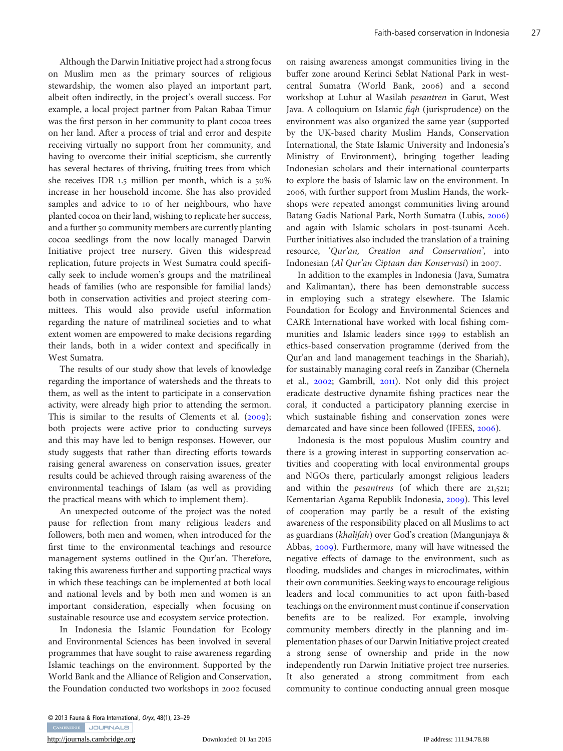Although the Darwin Initiative project had a strong focus on Muslim men as the primary sources of religious stewardship, the women also played an important part, albeit often indirectly, in the project's overall success. For example, a local project partner from Pakan Rabaa Timur was the first person in her community to plant cocoa trees on her land. After a process of trial and error and despite receiving virtually no support from her community, and having to overcome their initial scepticism, she currently has several hectares of thriving, fruiting trees from which she receives IDR 1.5 million per month, which is a 50% increase in her household income. She has also provided samples and advice to 10 of her neighbours, who have planted cocoa on their land, wishing to replicate her success, and a further 50 community members are currently planting cocoa seedlings from the now locally managed Darwin Initiative project tree nursery. Given this widespread replication, future projects in West Sumatra could specifically seek to include women's groups and the matrilineal heads of families (who are responsible for familial lands) both in conservation activities and project steering committees. This would also provide useful information regarding the nature of matrilineal societies and to what extent women are empowered to make decisions regarding their lands, both in a wider context and specifically in West Sumatra.

The results of our study show that levels of knowledge regarding the importance of watersheds and the threats to them, as well as the intent to participate in a conservation activity, were already high prior to attending the sermon. This is similar to the results of Clements et al. (2009); both projects were active prior to conducting surveys and this may have led to benign responses. However, our study suggests that rather than directing efforts towards raising general awareness on conservation issues, greater results could be achieved through raising awareness of the environmental teachings of Islam (as well as providing the practical means with which to implement them).

An unexpected outcome of the project was the noted pause for reflection from many religious leaders and followers, both men and women, when introduced for the first time to the environmental teachings and resource management systems outlined in the Qur'an. Therefore, taking this awareness further and supporting practical ways in which these teachings can be implemented at both local and national levels and by both men and women is an important consideration, especially when focusing on sustainable resource use and ecosystem service protection.

In Indonesia the Islamic Foundation for Ecology and Environmental Sciences has been involved in several programmes that have sought to raise awareness regarding Islamic teachings on the environment. Supported by the World Bank and the Alliance of Religion and Conservation, the Foundation conducted two workshops in 2002 focused on raising awareness amongst communities living in the buffer zone around Kerinci Seblat National Park in west-central Sumatra (World Bank, 2006) and a second workshop at Luhur al Wasilah *pesantren* in Garut, West Java. A colloquium on Islamic *fiqh* (jurisprudence) on the environment was also organized the same year (supported by the UK-based charity Muslim Hands, Conservation International, the State Islamic University and Indonesia's Ministry of Environment), bringing together leading Indonesian scholars and their international counterparts to explore the basis of Islamic law on the environment. In 2006, with further support from Muslim Hands, the workshops were repeated amongst communities living around Batang Gadis National Park, North Sumatra (Lubis, 2006) and again with Islamic scholars in post-tsunami Aceh. Further initiatives also included the translation of a training resource, '*Qur'an, Creation and Conservation*', into Indonesian (*Al Qur'an Ciptaan dan Konservasi*) in 2007.

In addition to the examples in Indonesia (Java, Sumatra and Kalimantan), there has been demonstrable success in employing such a strategy elsewhere. The Islamic Foundation for Ecology and Environmental Sciences and CARE International have worked with local fishing communities and Islamic leaders since 1999 to establish an ethics-based conservation programme (derived from the Qur'an and land management teachings in the Shariah), for sustainably managing coral reefs in Zanzibar (Chernela et al., 2002; Gambrill, 2011). Not only did this project eradicate destructive dynamite fishing practices near the coral, it conducted a participatory planning exercise in which sustainable fishing and conservation zones were demarcated and have since been followed (IFEES, 2006).

Indonesia is the most populous Muslim country and there is a growing interest in supporting conservation activities and cooperating with local environmental groups and NGOs there, particularly amongst religious leaders and within the *pesantrens* (of which there are 21,521; Kementarian Agama Republik Indonesia, 2009). This level of cooperation may partly be a result of the existing awareness of the responsibility placed on all Muslims to act as guardians (*khalifah*) over God's creation (Mangunjaya & Abbas, 2009). Furthermore, many will have witnessed the negative effects of damage to the environment, such as flooding, mudslides and changes in microclimates, within their own communities. Seeking ways to encourage religious leaders and local communities to act upon faith-based teachings on the environment must continue if conservation benefits are to be realized. For example, involving community members directly in the planning and implementation phases of our Darwin Initiative project created a strong sense of ownership and pride in the now independently run Darwin Initiative project tree nurseries. It also generated a strong commitment from each community to continue conducting annual green mosque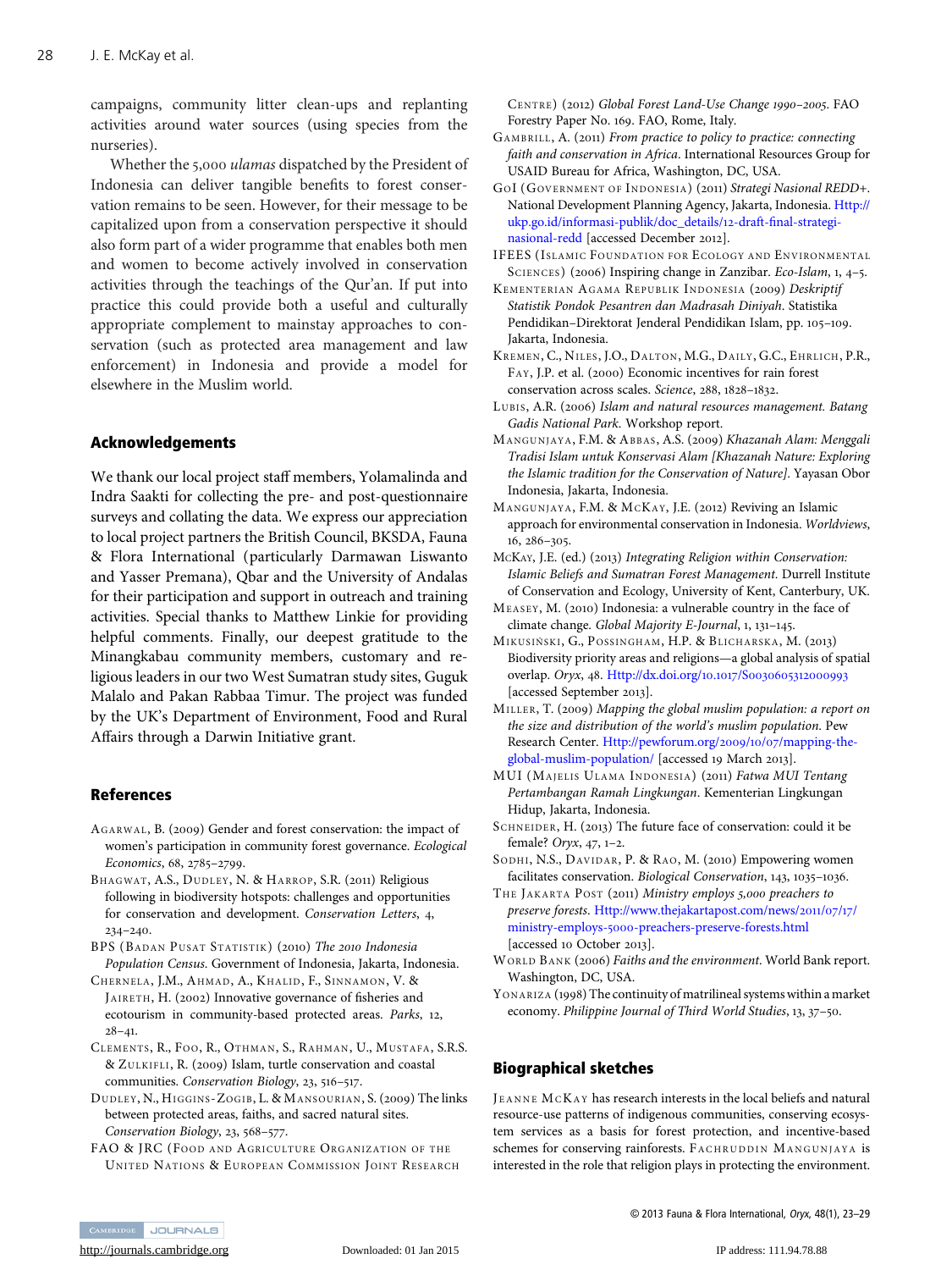campaigns, community litter clean-ups and replanting activities around water sources (using species from the nurseries).

Whether the 5,000 *ulamas* dispatched by the President of Indonesia can deliver tangible benefits to forest conservation remains to be seen. However, for their message to be capitalized upon from a conservation perspective it should also form part of a wider programme that enables both men and women to become actively involved in conservation activities through the teachings of the Qur'an. If put into practice this could provide both a useful and culturally appropriate complement to mainstay approaches to conservation (such as protected area management and law enforcement) in Indonesia and provide a model for elsewhere in the Muslim world.

## Acknowledgements

We thank our local project staff members, Yolamalinda and Indra Saakti for collecting the pre- and post-questionnaire surveys and collating the data. We express our appreciation to local project partners the British Council, BKSDA, Fauna & Flora International (particularly Darmawan Liswanto and Yasser Premana), Qbar and the University of Andalas for their participation and support in outreach and training activities. Special thanks to Matthew Linkie for providing helpful comments. Finally, our deepest gratitude to the Minangkabau community members, customary and religious leaders in our two West Sumatran study sites, Guguk Malalo and Pakan Rabbaa Timur. The project was funded by the UK's Department of Environment, Food and Rural Affairs through a Darwin Initiative grant.

## References

Agarwal, B. (2009) Gender and forest conservation: the impact of women's participation in community forest governance. *Ecological Economics*, 68, 2785–2799.

Bhagwat, A.S., Dudley, N. & Harrop, S.R. (2011) Religious following in biodiversity hotspots: challenges and opportunities for conservation and development. *Conservation Letters*, 4, 234–240.

BPS (Badan Pusat Statistik) (2010) *The 2010 Indonesia Population Census*. Government of Indonesia, Jakarta, Indonesia.

Chernela, J.M., Ahmad, A., Khalid, F., Sinnamon, V. & Jaireth, H. (2002) Innovative governance of fisheries and ecotourism in community-based protected areas. *Parks*, 12, 28–41.

Clements, R., Foo, R., Othman, S., Rahman, U., Mustafa, S.R.S. & Zulkifli, R. (2009) Islam, turtle conservation and coastal communities. *Conservation Biology*, 23, 516–517.

Dudley, N., Higgins-Zogib, L. & Mansourian, S. (2009) The links between protected areas, faiths, and sacred natural sites. *Conservation Biology*, 23, 568–577.

FAO & JRC (Food and Agriculture Organization of the United Nations & European Commission Joint Research Centre) (2012) *Global Forest Land-Use Change 1990–2005*. FAO Forestry Paper No. 169. FAO, Rome, Italy.

Gambrill, A. (2011) *From practice to policy to practice: connecting faith and conservation in Africa*. International Resources Group for USAID Bureau for Africa, Washington, DC, USA.

GoI (Government of Indonesia) (2011) *Strategi Nasional REDD+*. National Development Planning Agency, Jakarta, Indonesia. Http://ukp.go.id/informasi-publik/doc_details/12-draft-final-strategi-nasional-redd [accessed December 2012].

IFEES (Islamic Foundation for Ecology and Environmental Sciences) (2006) Inspiring change in Zanzibar. *Eco-Islam*, 1, 4–5.

Kementerian Agama Republik Indonesia (2009) *Deskriptif Statistik Pondok Pesantren dan Madrasah Diniyah*. Statistika Pendidikan–Direktorat Jenderal Pendidikan Islam, pp. 105–109. Jakarta, Indonesia.

Kremen, C., Niles, J.O., Dalton, M.G., Daily, G.C., Ehrlich, P.R., Fay, J.P. et al. (2000) Economic incentives for rain forest conservation across scales. *Science*, 288, 1828–1832.

Lubis, A.R. (2006) *Islam and natural resources management. Batang Gadis National Park*. Workshop report.

Mangunjaya, F.M. & Abbas, A.S. (2009) *Khazanah Alam: Menggali Tradisi Islam untuk Konservasi Alam [Khazanah Nature: Exploring the Islamic tradition for the Conservation of Nature]*. Yayasan Obor Indonesia, Jakarta, Indonesia.

Mangunjaya, F.M. & McKay, J.E. (2012) Reviving an Islamic approach for environmental conservation in Indonesia. *Worldviews*, 16, 286–305.

McKay, J.E. (ed.) (2013) *Integrating Religion within Conservation: Islamic Beliefs and Sumatran Forest Management*. Durrell Institute of Conservation and Ecology, University of Kent, Canterbury, UK.

Measey, M. (2010) Indonesia: a vulnerable country in the face of climate change. *Global Majority E-Journal*, 1, 131–145.

Mikusiński, G., Possingham, H.P. & Blicharska, M. (2013) Biodiversity priority areas and religions—a global analysis of spatial overlap. *Oryx*, 48. Http://dx.doi.org/10.1017/S0030605312000993 [accessed September 2013].

Miller, T. (2009) *Mapping the global muslim population: a report on the size and distribution of the world's muslim population*. Pew Research Center. Http://pewforum.org/2009/10/07/mapping-the-global-muslim-population/ [accessed 19 March 2013].

MUI (Majelis Ulama Indonesia) (2011) *Fatwa MUI Tentang Pertambangan Ramah Lingkungan*. Kementerian Lingkungan Hidup, Jakarta, Indonesia.

Schneider, H. (2013) The future face of conservation: could it be female? *Oryx*, 47, 1–2.

Sodhi, N.S., Davidar, P. & Rao, M. (2010) Empowering women facilitates conservation. *Biological Conservation*, 143, 1035–1036.

The Jakarta Post (2011) *Ministry employs 5,000 preachers to preserve forests*. Http://www.thejakartapost.com/news/2011/07/17/ministry-employs-5000-preachers-preserve-forests.html [accessed 10 October 2013].

World Bank (2006) *Faiths and the environment*. World Bank report. Washington, DC, USA.

Yonariza (1998) The continuity of matrilineal systems within a market economy. *Philippine Journal of Third World Studies*, 13, 37–50.

## Biographical sketches

Jeanne McKay has research interests in the local beliefs and natural resource-use patterns of indigenous communities, conserving ecosystem services as a basis for forest protection, and incentive-based schemes for conserving rainforests. Fachruddin Mangunjaya is interested in the role that religion plays in protecting the environment.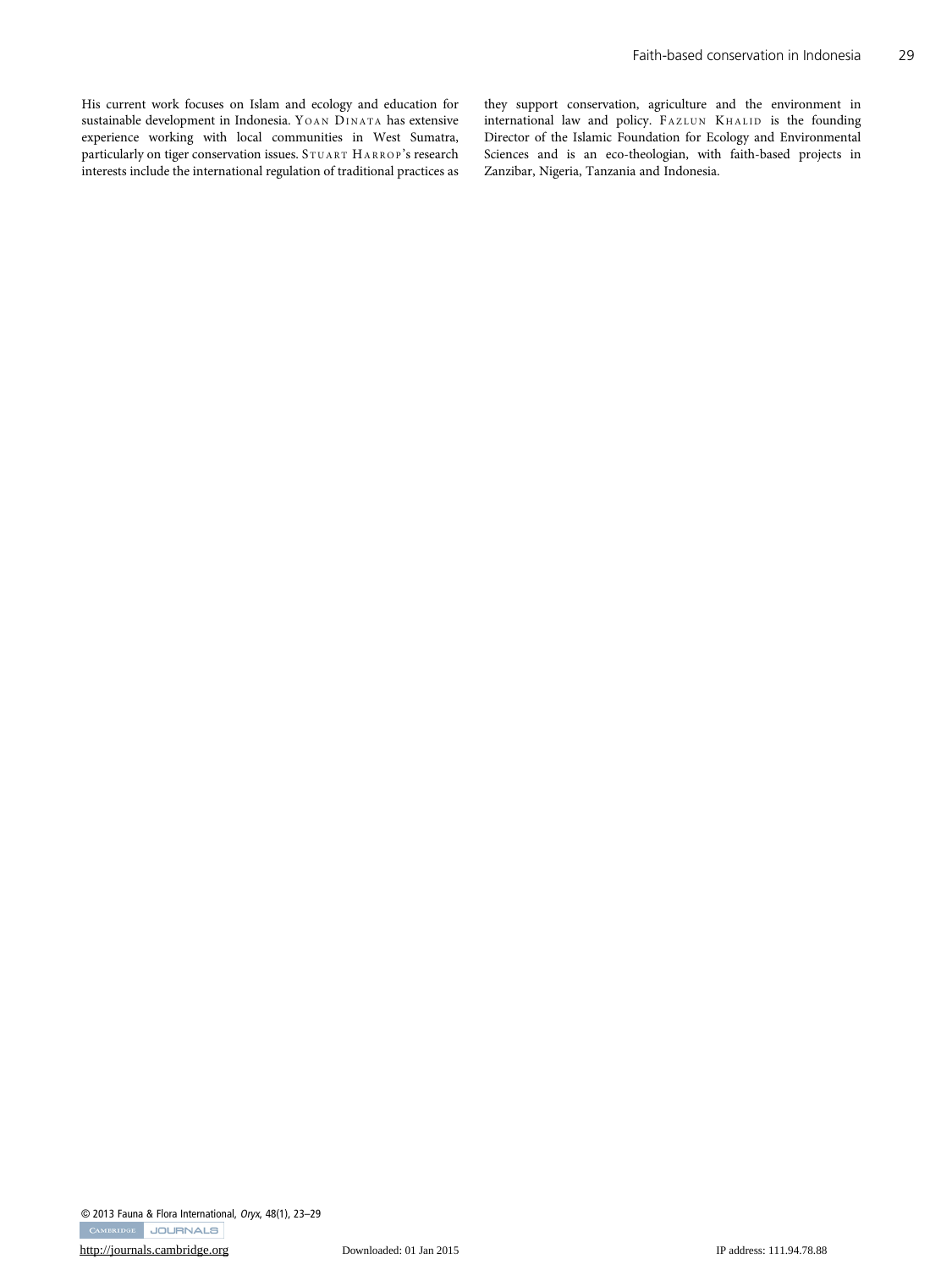His current work focuses on Islam and ecology and education for sustainable development in Indonesia. Yoan Dinata has extensive experience working with local communities in West Sumatra, particularly on tiger conservation issues. Stuart Harrop's research interests include the international regulation of traditional practices as they support conservation, agriculture and the environment in international law and policy. Fazlun Khalid is the founding Director of the Islamic Foundation for Ecology and Environmental Sciences and is an eco-theologian, with faith-based projects in Zanzibar, Nigeria, Tanzania and Indonesia.